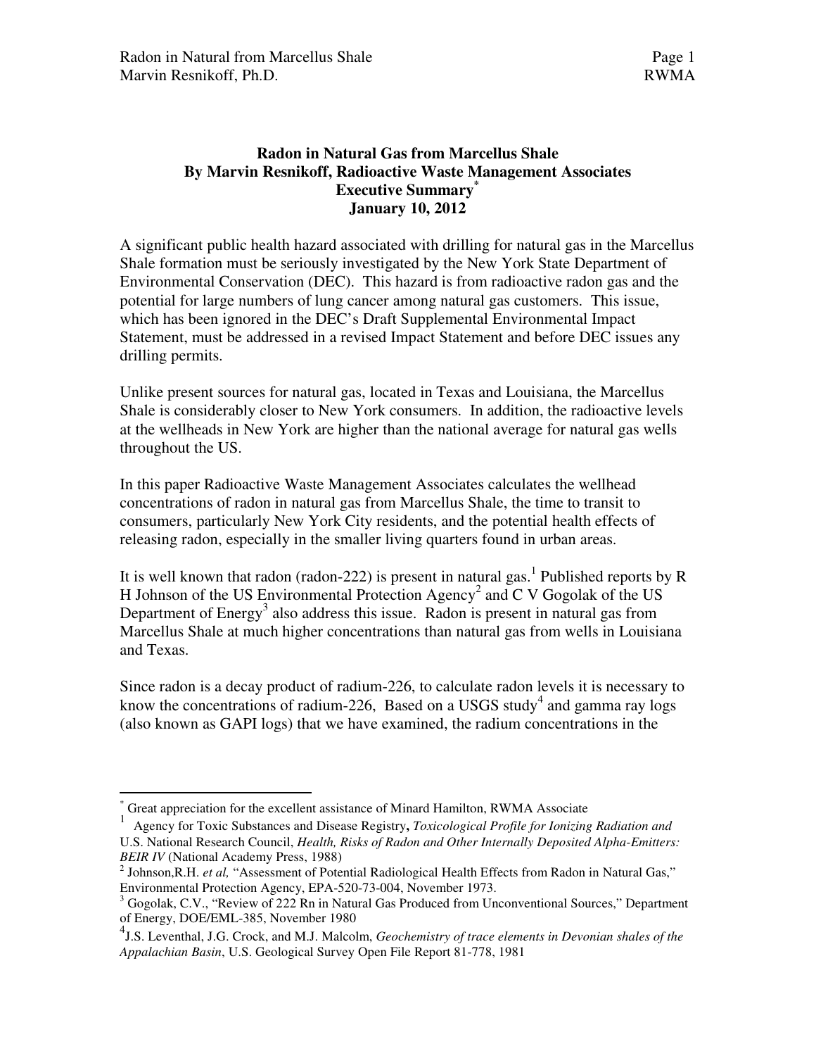**Radon in Natural Gas from Marcellus Shale**
**By Marvin Resnikoff, Radioactive Waste Management Associates**
**Executive Summary[*]**
**January 10, 2012**

A significant public health hazard associated with drilling for natural gas in the Marcellus Shale formation must be seriously investigated by the New York State Department of Environmental Conservation (DEC). This hazard is from radioactive radon gas and the potential for large numbers of lung cancer among natural gas customers. This issue, which has been ignored in the DEC's Draft Supplemental Environmental Impact Statement, must be addressed in a revised Impact Statement and before DEC issues any drilling permits.

Unlike present sources for natural gas, located in Texas and Louisiana, the Marcellus Shale is considerably closer to New York consumers. In addition, the radioactive levels at the wellheads in New York are higher than the national average for natural gas wells throughout the US.

In this paper Radioactive Waste Management Associates calculates the wellhead concentrations of radon in natural gas from Marcellus Shale, the time to transit to consumers, particularly New York City residents, and the potential health effects of releasing radon, especially in the smaller living quarters found in urban areas.

It is well known that radon (radon-222) is present in natural gas.[1] Published reports by R H Johnson of the US Environmental Protection Agency[2] and C V Gogolak of the US Department of Energy[3] also address this issue. Radon is present in natural gas from Marcellus Shale at much higher concentrations than natural gas from wells in Louisiana and Texas.

Since radon is a decay product of radium-226, to calculate radon levels it is necessary to know the concentrations of radium-226, Based on a USGS study[4] and gamma ray logs (also known as GAPI logs) that we have examined, the radium concentrations in the

---

[*] Great appreciation for the excellent assistance of Minard Hamilton, RWMA Associate

[1] Agency for Toxic Substances and Disease Registry, *Toxicological Profile for Ionizing Radiation and* U.S. National Research Council, *Health, Risks of Radon and Other Internally Deposited Alpha-Emitters: BEIR IV* (National Academy Press, 1988)

[2] Johnson,R.H. *et al,* "Assessment of Potential Radiological Health Effects from Radon in Natural Gas," Environmental Protection Agency, EPA-520-73-004, November 1973.

[3] Gogolak, C.V., "Review of 222 Rn in Natural Gas Produced from Unconventional Sources," Department of Energy, DOE/EML-385, November 1980

[4] J.S. Leventhal, J.G. Crock, and M.J. Malcolm, *Geochemistry of trace elements in Devonian shales of the Appalachian Basin*, U.S. Geological Survey Open File Report 81-778, 1981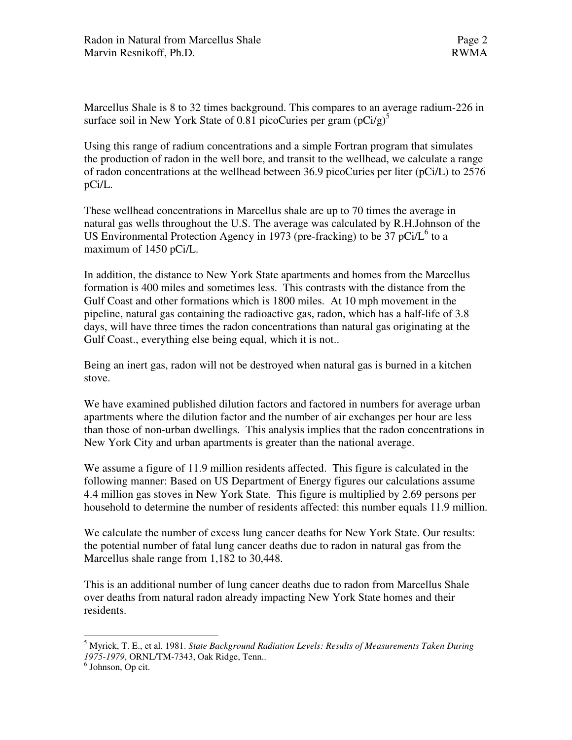Marcellus Shale is 8 to 32 times background. This compares to an average radium-226 in surface soil in New York State of 0.81 picoCuries per gram (pCi/g)[5]

Using this range of radium concentrations and a simple Fortran program that simulates the production of radon in the well bore, and transit to the wellhead, we calculate a range of radon concentrations at the wellhead between 36.9 picoCuries per liter (pCi/L) to 2576 pCi/L.

These wellhead concentrations in Marcellus shale are up to 70 times the average in natural gas wells throughout the U.S. The average was calculated by R.H.Johnson of the US Environmental Protection Agency in 1973 (pre-fracking) to be 37 pCi/L[6] to a maximum of 1450 pCi/L.

In addition, the distance to New York State apartments and homes from the Marcellus formation is 400 miles and sometimes less. This contrasts with the distance from the Gulf Coast and other formations which is 1800 miles. At 10 mph movement in the pipeline, natural gas containing the radioactive gas, radon, which has a half-life of 3.8 days, will have three times the radon concentrations than natural gas originating at the Gulf Coast., everything else being equal, which it is not..

Being an inert gas, radon will not be destroyed when natural gas is burned in a kitchen stove.

We have examined published dilution factors and factored in numbers for average urban apartments where the dilution factor and the number of air exchanges per hour are less than those of non-urban dwellings. This analysis implies that the radon concentrations in New York City and urban apartments is greater than the national average.

We assume a figure of 11.9 million residents affected. This figure is calculated in the following manner: Based on US Department of Energy figures our calculations assume 4.4 million gas stoves in New York State. This figure is multiplied by 2.69 persons per household to determine the number of residents affected: this number equals 11.9 million.

We calculate the number of excess lung cancer deaths for New York State. Our results: the potential number of fatal lung cancer deaths due to radon in natural gas from the Marcellus shale range from 1,182 to 30,448.

This is an additional number of lung cancer deaths due to radon from Marcellus Shale over deaths from natural radon already impacting New York State homes and their residents.

---

[5] Myrick, T. E., et al. 1981. *State Background Radiation Levels: Results of Measurements Taken During 1975-1979*, ORNL/TM-7343, Oak Ridge, Tenn..

[6] Johnson, Op cit.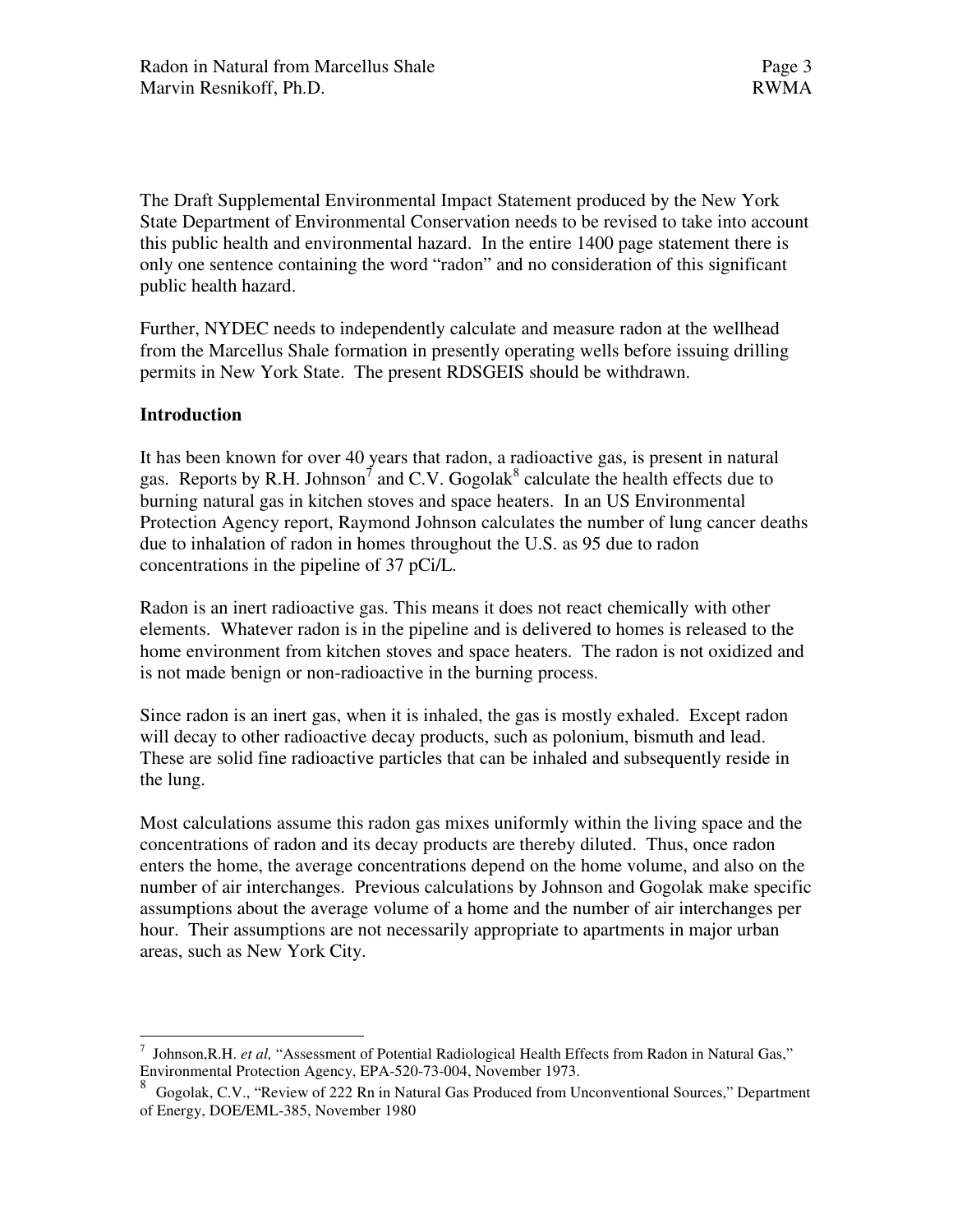The Draft Supplemental Environmental Impact Statement produced by the New York State Department of Environmental Conservation needs to be revised to take into account this public health and environmental hazard. In the entire 1400 page statement there is only one sentence containing the word "radon" and no consideration of this significant public health hazard.

Further, NYDEC needs to independently calculate and measure radon at the wellhead from the Marcellus Shale formation in presently operating wells before issuing drilling permits in New York State. The present RDSGEIS should be withdrawn.

## Introduction

It has been known for over 40 years that radon, a radioactive gas, is present in natural gas. Reports by R.H. Johnson[7] and C.V. Gogolak[8] calculate the health effects due to burning natural gas in kitchen stoves and space heaters. In an US Environmental Protection Agency report, Raymond Johnson calculates the number of lung cancer deaths due to inhalation of radon in homes throughout the U.S. as 95 due to radon concentrations in the pipeline of 37 pCi/L.

Radon is an inert radioactive gas. This means it does not react chemically with other elements. Whatever radon is in the pipeline and is delivered to homes is released to the home environment from kitchen stoves and space heaters. The radon is not oxidized and is not made benign or non-radioactive in the burning process.

Since radon is an inert gas, when it is inhaled, the gas is mostly exhaled. Except radon will decay to other radioactive decay products, such as polonium, bismuth and lead. These are solid fine radioactive particles that can be inhaled and subsequently reside in the lung.

Most calculations assume this radon gas mixes uniformly within the living space and the concentrations of radon and its decay products are thereby diluted. Thus, once radon enters the home, the average concentrations depend on the home volume, and also on the number of air interchanges. Previous calculations by Johnson and Gogolak make specific assumptions about the average volume of a home and the number of air interchanges per hour. Their assumptions are not necessarily appropriate to apartments in major urban areas, such as New York City.

---

[7] Johnson,R.H. *et al,* "Assessment of Potential Radiological Health Effects from Radon in Natural Gas," Environmental Protection Agency, EPA-520-73-004, November 1973.

[8] Gogolak, C.V., "Review of 222 Rn in Natural Gas Produced from Unconventional Sources," Department of Energy, DOE/EML-385, November 1980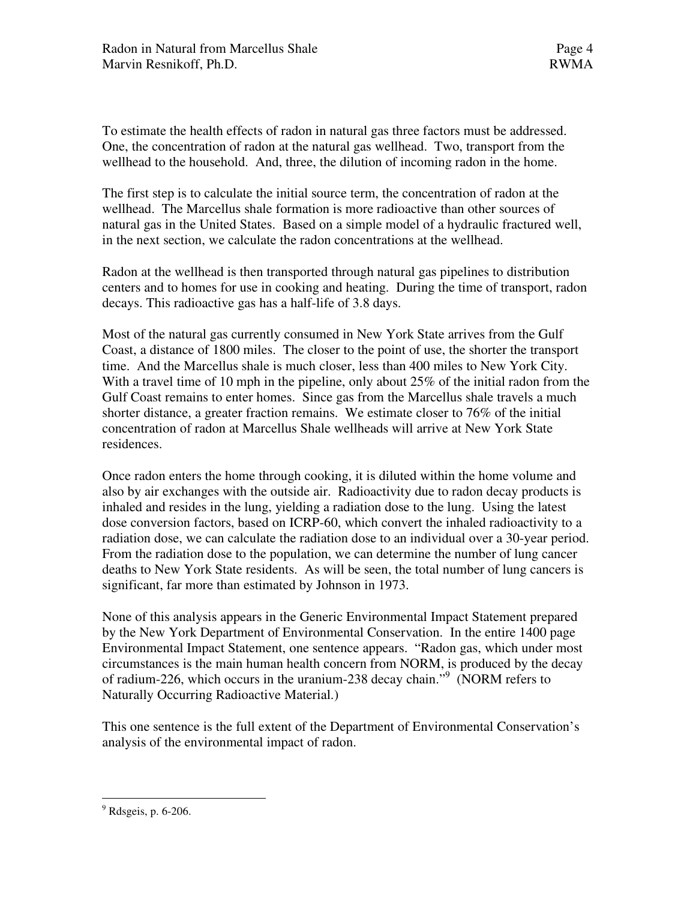To estimate the health effects of radon in natural gas three factors must be addressed. One, the concentration of radon at the natural gas wellhead. Two, transport from the wellhead to the household. And, three, the dilution of incoming radon in the home.

The first step is to calculate the initial source term, the concentration of radon at the wellhead. The Marcellus shale formation is more radioactive than other sources of natural gas in the United States. Based on a simple model of a hydraulic fractured well, in the next section, we calculate the radon concentrations at the wellhead.

Radon at the wellhead is then transported through natural gas pipelines to distribution centers and to homes for use in cooking and heating. During the time of transport, radon decays. This radioactive gas has a half-life of 3.8 days.

Most of the natural gas currently consumed in New York State arrives from the Gulf Coast, a distance of 1800 miles. The closer to the point of use, the shorter the transport time. And the Marcellus shale is much closer, less than 400 miles to New York City. With a travel time of 10 mph in the pipeline, only about 25% of the initial radon from the Gulf Coast remains to enter homes. Since gas from the Marcellus shale travels a much shorter distance, a greater fraction remains. We estimate closer to 76% of the initial concentration of radon at Marcellus Shale wellheads will arrive at New York State residences.

Once radon enters the home through cooking, it is diluted within the home volume and also by air exchanges with the outside air. Radioactivity due to radon decay products is inhaled and resides in the lung, yielding a radiation dose to the lung. Using the latest dose conversion factors, based on ICRP-60, which convert the inhaled radioactivity to a radiation dose, we can calculate the radiation dose to an individual over a 30-year period. From the radiation dose to the population, we can determine the number of lung cancer deaths to New York State residents. As will be seen, the total number of lung cancers is significant, far more than estimated by Johnson in 1973.

None of this analysis appears in the Generic Environmental Impact Statement prepared by the New York Department of Environmental Conservation. In the entire 1400 page Environmental Impact Statement, one sentence appears. "Radon gas, which under most circumstances is the main human health concern from NORM, is produced by the decay of radium-226, which occurs in the uranium-238 decay chain."[9] (NORM refers to Naturally Occurring Radioactive Material.)

This one sentence is the full extent of the Department of Environmental Conservation's analysis of the environmental impact of radon.

---

[9] Rdsgeis, p. 6-206.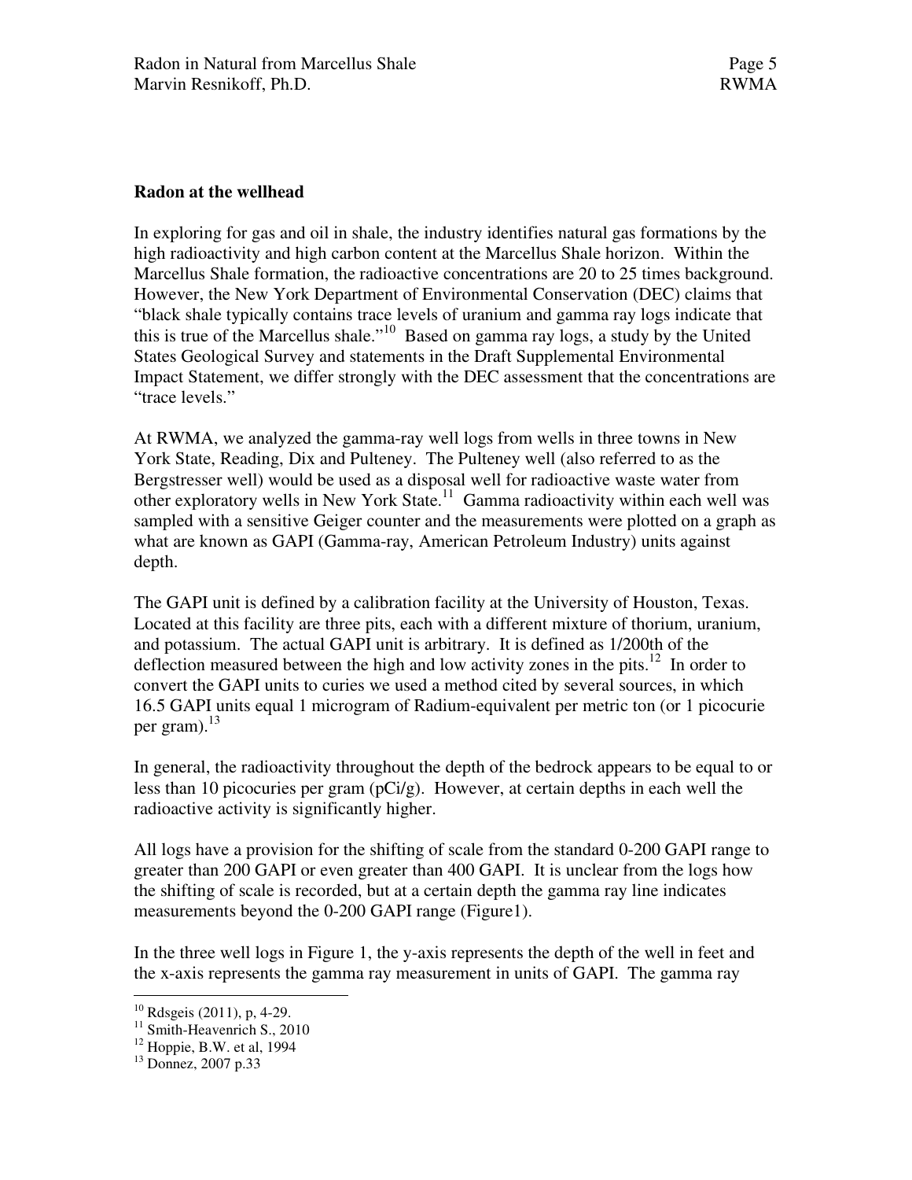## Radon at the wellhead

In exploring for gas and oil in shale, the industry identifies natural gas formations by the high radioactivity and high carbon content at the Marcellus Shale horizon. Within the Marcellus Shale formation, the radioactive concentrations are 20 to 25 times background. However, the New York Department of Environmental Conservation (DEC) claims that "black shale typically contains trace levels of uranium and gamma ray logs indicate that this is true of the Marcellus shale."[10] Based on gamma ray logs, a study by the United States Geological Survey and statements in the Draft Supplemental Environmental Impact Statement, we differ strongly with the DEC assessment that the concentrations are "trace levels."

At RWMA, we analyzed the gamma-ray well logs from wells in three towns in New York State, Reading, Dix and Pulteney. The Pulteney well (also referred to as the Bergstresser well) would be used as a disposal well for radioactive waste water from other exploratory wells in New York State.[11] Gamma radioactivity within each well was sampled with a sensitive Geiger counter and the measurements were plotted on a graph as what are known as GAPI (Gamma-ray, American Petroleum Industry) units against depth.

The GAPI unit is defined by a calibration facility at the University of Houston, Texas. Located at this facility are three pits, each with a different mixture of thorium, uranium, and potassium. The actual GAPI unit is arbitrary. It is defined as 1/200th of the deflection measured between the high and low activity zones in the pits.[12] In order to convert the GAPI units to curies we used a method cited by several sources, in which 16.5 GAPI units equal 1 microgram of Radium-equivalent per metric ton (or 1 picocurie per gram).[13]

In general, the radioactivity throughout the depth of the bedrock appears to be equal to or less than 10 picocuries per gram (pCi/g). However, at certain depths in each well the radioactive activity is significantly higher.

All logs have a provision for the shifting of scale from the standard 0-200 GAPI range to greater than 200 GAPI or even greater than 400 GAPI. It is unclear from the logs how the shifting of scale is recorded, but at a certain depth the gamma ray line indicates measurements beyond the 0-200 GAPI range (Figure1).

In the three well logs in Figure 1, the y-axis represents the depth of the well in feet and the x-axis represents the gamma ray measurement in units of GAPI. The gamma ray

---

[10] Rdsgeis (2011), p, 4-29.

[11] Smith-Heavenrich S., 2010

[12] Hoppie, B.W. et al, 1994

[13] Donnez, 2007 p.33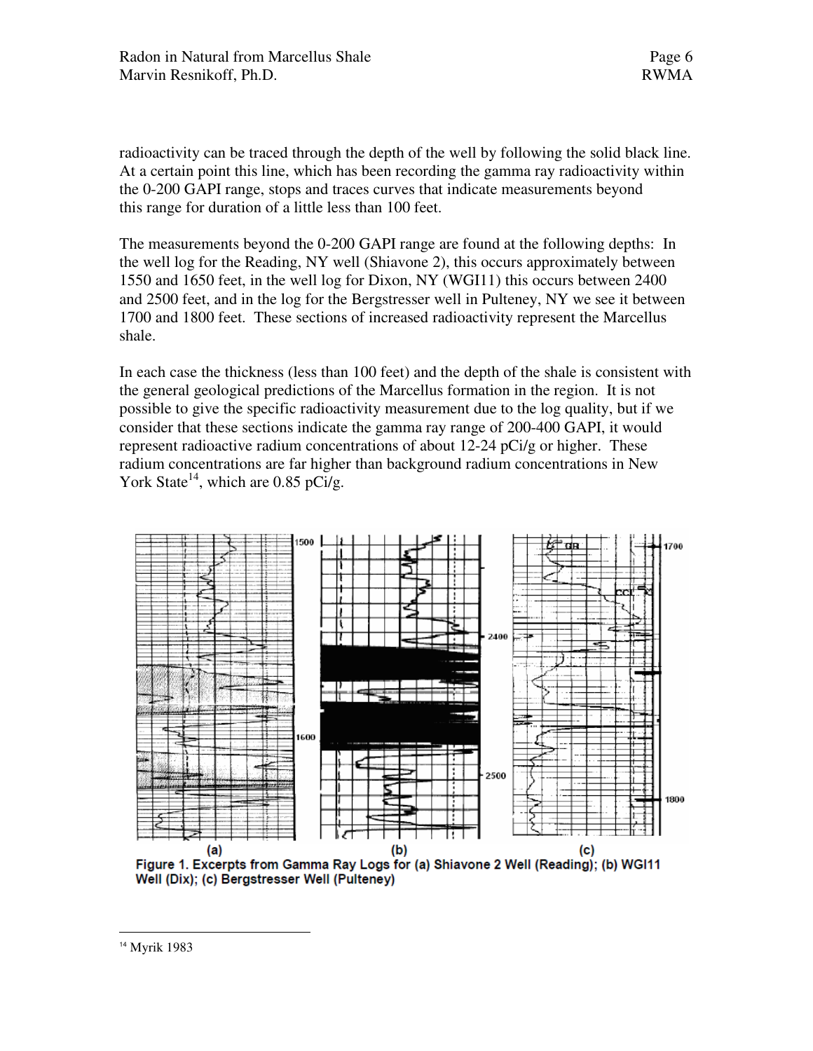radioactivity can be traced through the depth of the well by following the solid black line. At a certain point this line, which has been recording the gamma ray radioactivity within the 0-200 GAPI range, stops and traces curves that indicate measurements beyond this range for duration of a little less than 100 feet.

The measurements beyond the 0-200 GAPI range are found at the following depths: In the well log for the Reading, NY well (Shiavone 2), this occurs approximately between 1550 and 1650 feet, in the well log for Dixon, NY (WGI11) this occurs between 2400 and 2500 feet, and in the log for the Bergstresser well in Pulteney, NY we see it between 1700 and 1800 feet. These sections of increased radioactivity represent the Marcellus shale.

In each case the thickness (less than 100 feet) and the depth of the shale is consistent with the general geological predictions of the Marcellus formation in the region. It is not possible to give the specific radioactivity measurement due to the log quality, but if we consider that these sections indicate the gamma ray range of 200-400 GAPI, it would represent radioactive radium concentrations of about 12-24 pCi/g or higher. These radium concentrations are far higher than background radium concentrations in New York State[14], which are 0.85 pCi/g.

**Figure 1. Excerpts from Gamma Ray Logs for (a) Shiavone 2 Well (Reading); (b) WGI11 Well (Dix); (c) Bergstresser Well (Pulteney)**

[14] Myrik 1983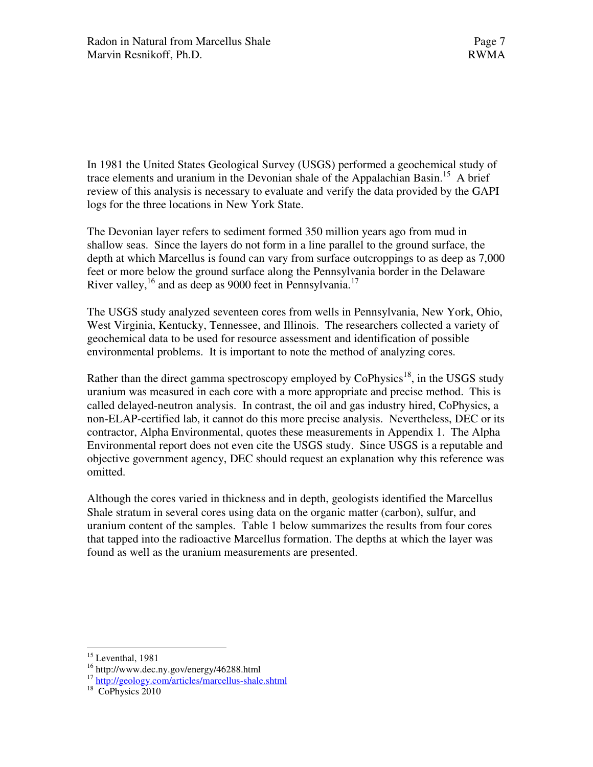In 1981 the United States Geological Survey (USGS) performed a geochemical study of trace elements and uranium in the Devonian shale of the Appalachian Basin.[15] A brief review of this analysis is necessary to evaluate and verify the data provided by the GAPI logs for the three locations in New York State.

The Devonian layer refers to sediment formed 350 million years ago from mud in shallow seas. Since the layers do not form in a line parallel to the ground surface, the depth at which Marcellus is found can vary from surface outcroppings to as deep as 7,000 feet or more below the ground surface along the Pennsylvania border in the Delaware River valley,[16] and as deep as 9000 feet in Pennsylvania.[17]

The USGS study analyzed seventeen cores from wells in Pennsylvania, New York, Ohio, West Virginia, Kentucky, Tennessee, and Illinois. The researchers collected a variety of geochemical data to be used for resource assessment and identification of possible environmental problems. It is important to note the method of analyzing cores.

Rather than the direct gamma spectroscopy employed by CoPhysics[18], in the USGS study uranium was measured in each core with a more appropriate and precise method. This is called delayed-neutron analysis. In contrast, the oil and gas industry hired, CoPhysics, a non-ELAP-certified lab, it cannot do this more precise analysis. Nevertheless, DEC or its contractor, Alpha Environmental, quotes these measurements in Appendix 1. The Alpha Environmental report does not even cite the USGS study. Since USGS is a reputable and objective government agency, DEC should request an explanation why this reference was omitted.

Although the cores varied in thickness and in depth, geologists identified the Marcellus Shale stratum in several cores using data on the organic matter (carbon), sulfur, and uranium content of the samples. Table 1 below summarizes the results from four cores that tapped into the radioactive Marcellus formation. The depths at which the layer was found as well as the uranium measurements are presented.

---

[15] Leventhal, 1981

[16] http://www.dec.ny.gov/energy/46288.html

[17] http://geology.com/articles/marcellus-shale.shtml

[18] CoPhysics 2010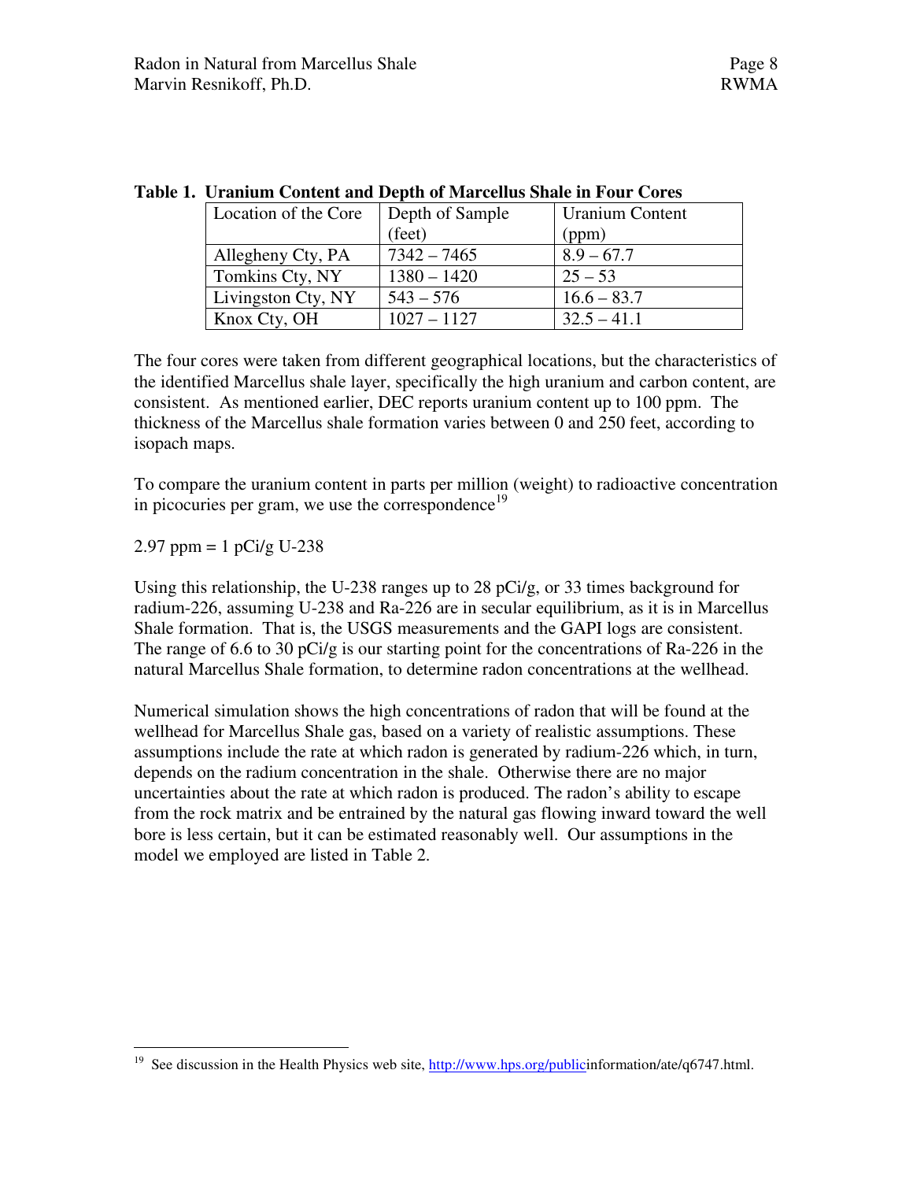**Table 1. Uranium Content and Depth of Marcellus Shale in Four Cores**

| Location of the Core | Depth of Sample (feet) | Uranium Content (ppm) |
|---|---|---|
| Allegheny Cty, PA | 7342 – 7465 | 8.9 – 67.7 |
| Tomkins Cty, NY | 1380 – 1420 | 25 – 53 |
| Livingston Cty, NY | 543 – 576 | 16.6 – 83.7 |
| Knox Cty, OH | 1027 – 1127 | 32.5 – 41.1 |

The four cores were taken from different geographical locations, but the characteristics of the identified Marcellus shale layer, specifically the high uranium and carbon content, are consistent. As mentioned earlier, DEC reports uranium content up to 100 ppm. The thickness of the Marcellus shale formation varies between 0 and 250 feet, according to isopach maps.

To compare the uranium content in parts per million (weight) to radioactive concentration in picocuries per gram, we use the correspondence[19]

2.97 ppm = 1 pCi/g U-238

Using this relationship, the U-238 ranges up to 28 pCi/g, or 33 times background for radium-226, assuming U-238 and Ra-226 are in secular equilibrium, as it is in Marcellus Shale formation. That is, the USGS measurements and the GAPI logs are consistent. The range of 6.6 to 30 pCi/g is our starting point for the concentrations of Ra-226 in the natural Marcellus Shale formation, to determine radon concentrations at the wellhead.

Numerical simulation shows the high concentrations of radon that will be found at the wellhead for Marcellus Shale gas, based on a variety of realistic assumptions. These assumptions include the rate at which radon is generated by radium-226 which, in turn, depends on the radium concentration in the shale. Otherwise there are no major uncertainties about the rate at which radon is produced. The radon's ability to escape from the rock matrix and be entrained by the natural gas flowing inward toward the well bore is less certain, but it can be estimated reasonably well. Our assumptions in the model we employed are listed in Table 2.

---

[19] See discussion in the Health Physics web site, http://www.hps.org/publicinformation/ate/q6747.html.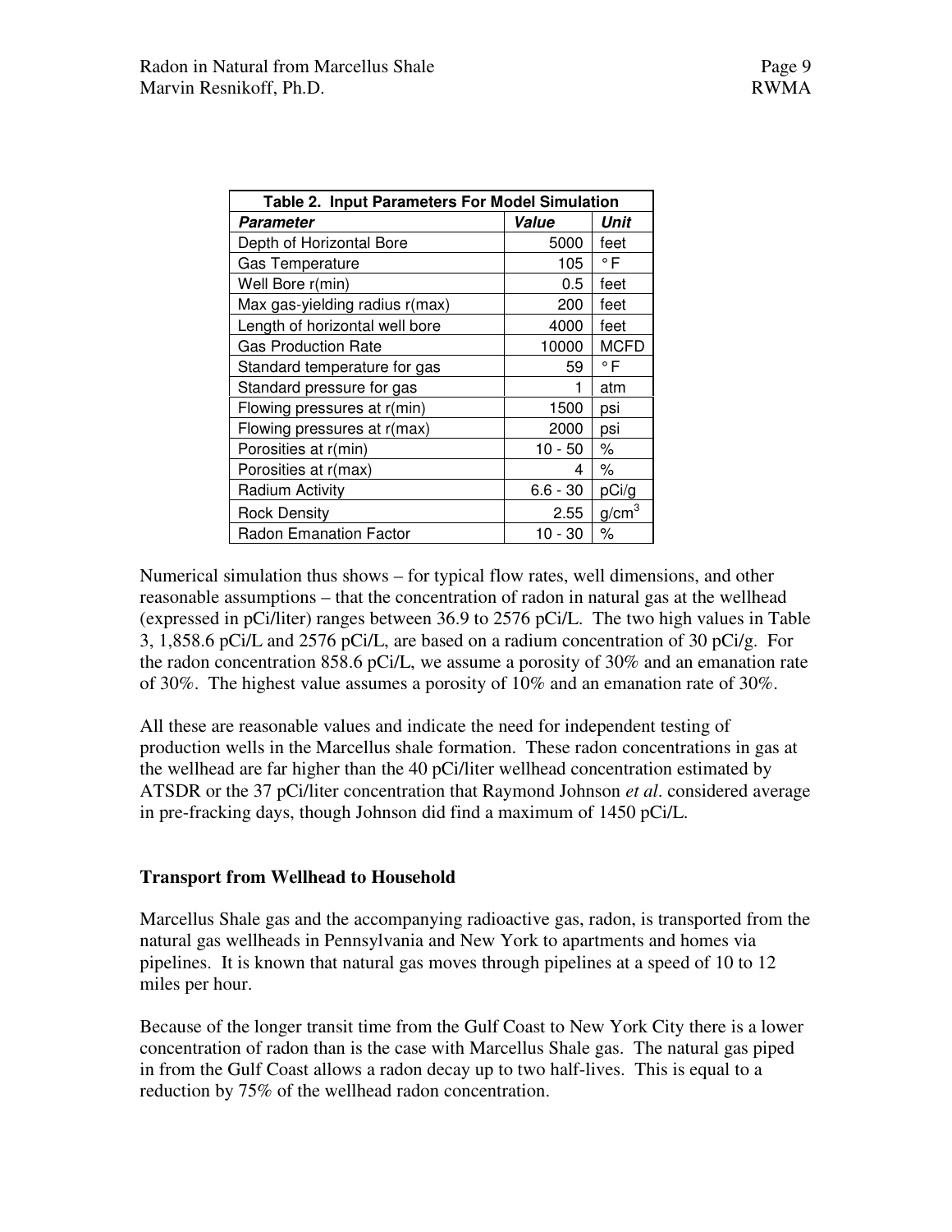| Table 2. Input Parameters For Model Simulation | | |
|---|---|---|
| ***Parameter*** | ***Value*** | ***Unit*** |
| Depth of Horizontal Bore | 5000 | feet |
| Gas Temperature | 105 | ° F |
| Well Bore r(min) | 0.5 | feet |
| Max gas-yielding radius r(max) | 200 | feet |
| Length of horizontal well bore | 4000 | feet |
| Gas Production Rate | 10000 | MCFD |
| Standard temperature for gas | 59 | ° F |
| Standard pressure for gas | 1 | atm |
| Flowing pressures at r(min) | 1500 | psi |
| Flowing pressures at r(max) | 2000 | psi |
| Porosities at r(min) | 10 - 50 | % |
| Porosities at r(max) | 4 | % |
| Radium Activity | 6.6 - 30 | pCi/g |
| Rock Density | 2.55 | $g/cm^3$ |
| Radon Emanation Factor | 10 - 30 | % |

Numerical simulation thus shows – for typical flow rates, well dimensions, and other reasonable assumptions – that the concentration of radon in natural gas at the wellhead (expressed in pCi/liter) ranges between 36.9 to 2576 pCi/L. The two high values in Table 3, 1,858.6 pCi/L and 2576 pCi/L, are based on a radium concentration of 30 pCi/g. For the radon concentration 858.6 pCi/L, we assume a porosity of 30% and an emanation rate of 30%. The highest value assumes a porosity of 10% and an emanation rate of 30%.

All these are reasonable values and indicate the need for independent testing of production wells in the Marcellus shale formation. These radon concentrations in gas at the wellhead are far higher than the 40 pCi/liter wellhead concentration estimated by ATSDR or the 37 pCi/liter concentration that Raymond Johnson *et al*. considered average in pre-fracking days, though Johnson did find a maximum of 1450 pCi/L.

**Transport from Wellhead to Household**

Marcellus Shale gas and the accompanying radioactive gas, radon, is transported from the natural gas wellheads in Pennsylvania and New York to apartments and homes via pipelines. It is known that natural gas moves through pipelines at a speed of 10 to 12 miles per hour.

Because of the longer transit time from the Gulf Coast to New York City there is a lower concentration of radon than is the case with Marcellus Shale gas. The natural gas piped in from the Gulf Coast allows a radon decay up to two half-lives. This is equal to a reduction by 75% of the wellhead radon concentration.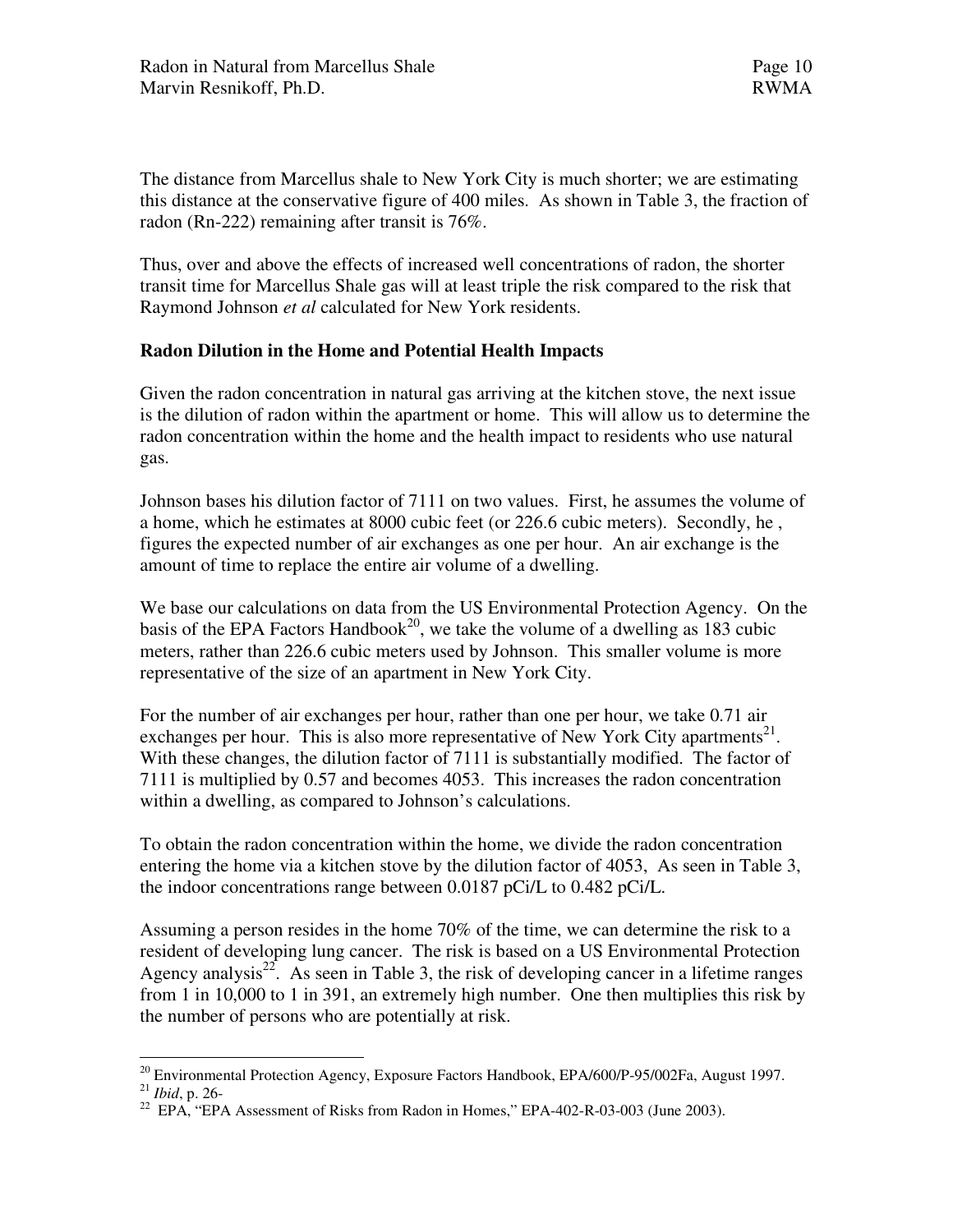The distance from Marcellus shale to New York City is much shorter; we are estimating this distance at the conservative figure of 400 miles. As shown in Table 3, the fraction of radon (Rn-222) remaining after transit is 76%.

Thus, over and above the effects of increased well concentrations of radon, the shorter transit time for Marcellus Shale gas will at least triple the risk compared to the risk that Raymond Johnson *et al* calculated for New York residents.

**Radon Dilution in the Home and Potential Health Impacts**

Given the radon concentration in natural gas arriving at the kitchen stove, the next issue is the dilution of radon within the apartment or home. This will allow us to determine the radon concentration within the home and the health impact to residents who use natural gas.

Johnson bases his dilution factor of 7111 on two values. First, he assumes the volume of a home, which he estimates at 8000 cubic feet (or 226.6 cubic meters). Secondly, he , figures the expected number of air exchanges as one per hour. An air exchange is the amount of time to replace the entire air volume of a dwelling.

We base our calculations on data from the US Environmental Protection Agency. On the basis of the EPA Factors Handbook[20], we take the volume of a dwelling as 183 cubic meters, rather than 226.6 cubic meters used by Johnson. This smaller volume is more representative of the size of an apartment in New York City.

For the number of air exchanges per hour, rather than one per hour, we take 0.71 air exchanges per hour. This is also more representative of New York City apartments[21]. With these changes, the dilution factor of 7111 is substantially modified. The factor of 7111 is multiplied by 0.57 and becomes 4053. This increases the radon concentration within a dwelling, as compared to Johnson's calculations.

To obtain the radon concentration within the home, we divide the radon concentration entering the home via a kitchen stove by the dilution factor of 4053, As seen in Table 3, the indoor concentrations range between 0.0187 pCi/L to 0.482 pCi/L.

Assuming a person resides in the home 70% of the time, we can determine the risk to a resident of developing lung cancer. The risk is based on a US Environmental Protection Agency analysis[22]. As seen in Table 3, the risk of developing cancer in a lifetime ranges from 1 in 10,000 to 1 in 391, an extremely high number. One then multiplies this risk by the number of persons who are potentially at risk.

---

[20] Environmental Protection Agency, Exposure Factors Handbook, EPA/600/P-95/002Fa, August 1997.

[21] *Ibid*, p. 26-

[22] EPA, "EPA Assessment of Risks from Radon in Homes," EPA-402-R-03-003 (June 2003).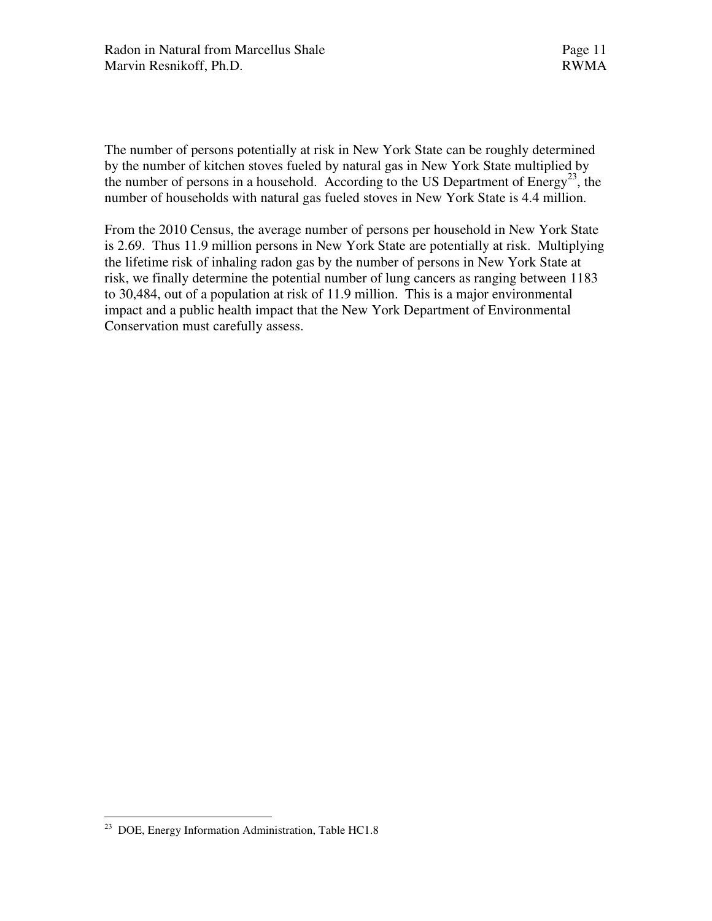The number of persons potentially at risk in New York State can be roughly determined by the number of kitchen stoves fueled by natural gas in New York State multiplied by the number of persons in a household. According to the US Department of Energy[23], the number of households with natural gas fueled stoves in New York State is 4.4 million.

From the 2010 Census, the average number of persons per household in New York State is 2.69. Thus 11.9 million persons in New York State are potentially at risk. Multiplying the lifetime risk of inhaling radon gas by the number of persons in New York State at risk, we finally determine the potential number of lung cancers as ranging between 1183 to 30,484, out of a population at risk of 11.9 million. This is a major environmental impact and a public health impact that the New York Department of Environmental Conservation must carefully assess.

---

[23] DOE, Energy Information Administration, Table HC1.8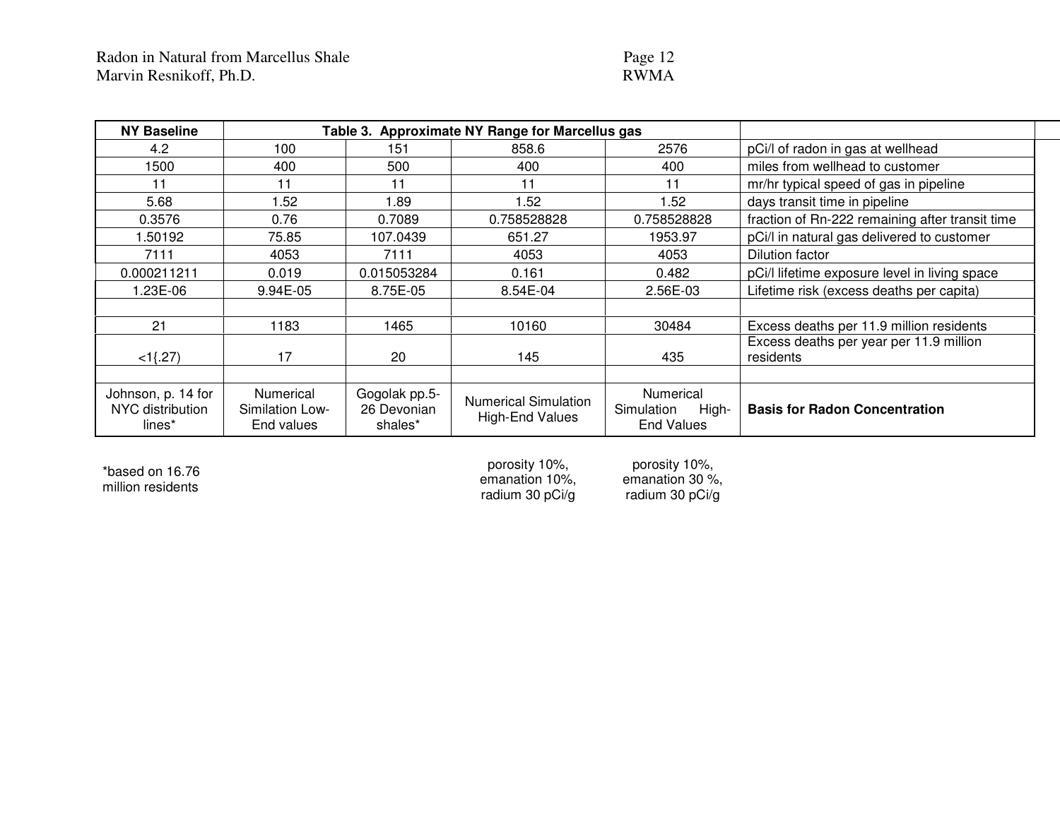| NY Baseline | Table 3. Approximate NY Range for Marcellus gas | | | | |
|---|---|---|---|---|---|
| 4.2 | 100 | 151 | 858.6 | 2576 | pCi/l of radon in gas at wellhead |
| 1500 | 400 | 500 | 400 | 400 | miles from wellhead to customer |
| 11 | 11 | 11 | 11 | 11 | mr/hr typical speed of gas in pipeline |
| 5.68 | 1.52 | 1.89 | 1.52 | 1.52 | days transit time in pipeline |
| 0.3576 | 0.76 | 0.7089 | 0.758528828 | 0.758528828 | fraction of Rn-222 remaining after transit time |
| 1.50192 | 75.85 | 107.0439 | 651.27 | 1953.97 | pCi/l in natural gas delivered to customer |
| 7111 | 4053 | 7111 | 4053 | 4053 | Dilution factor |
| 0.000211211 | 0.019 | 0.015053284 | 0.161 | 0.482 | pCi/l lifetime exposure level in living space |
| 1.23E-06 | 9.94E-05 | 8.75E-05 | 8.54E-04 | 2.56E-03 | Lifetime risk (excess deaths per capita) |
| | | | | | |
| 21 | 1183 | 1465 | 10160 | 30484 | Excess deaths per 11.9 million residents |
| <1{.27) | 17 | 20 | 145 | 435 | Excess deaths per year per 11.9 million residents |
| | | | | | |
| Johnson, p. 14 for NYC distribution lines* | Numerical Similation Low-End values | Gogolak pp.5-26 Devonian shales* | Numerical Simulation High-End Values | Numerical Simulation High-End Values | **Basis for Radon Concentration** |
| *based on 16.76 million residents | | | porosity 10%, emanation 10%, radium 30 pCi/g | porosity 10%, emanation 30 %, radium 30 pCi/g | |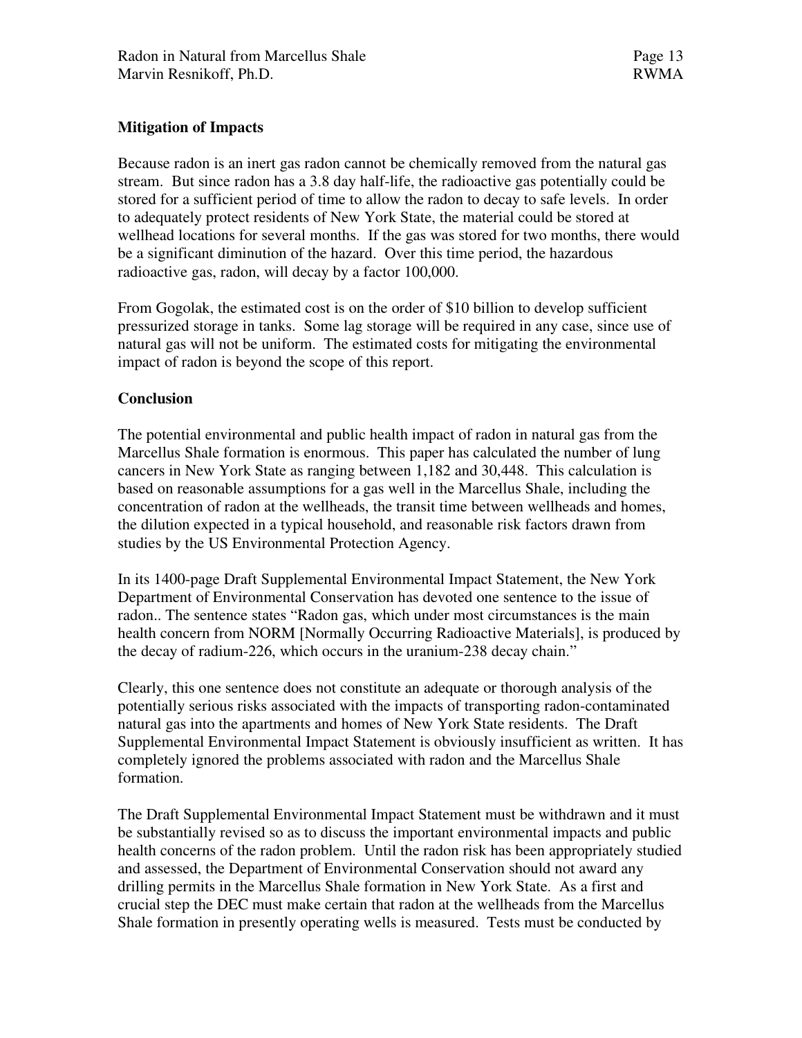**Mitigation of Impacts**

Because radon is an inert gas radon cannot be chemically removed from the natural gas stream. But since radon has a 3.8 day half-life, the radioactive gas potentially could be stored for a sufficient period of time to allow the radon to decay to safe levels. In order to adequately protect residents of New York State, the material could be stored at wellhead locations for several months. If the gas was stored for two months, there would be a significant diminution of the hazard. Over this time period, the hazardous radioactive gas, radon, will decay by a factor 100,000.

From Gogolak, the estimated cost is on the order of $10 billion to develop sufficient pressurized storage in tanks. Some lag storage will be required in any case, since use of natural gas will not be uniform. The estimated costs for mitigating the environmental impact of radon is beyond the scope of this report.

**Conclusion**

The potential environmental and public health impact of radon in natural gas from the Marcellus Shale formation is enormous. This paper has calculated the number of lung cancers in New York State as ranging between 1,182 and 30,448. This calculation is based on reasonable assumptions for a gas well in the Marcellus Shale, including the concentration of radon at the wellheads, the transit time between wellheads and homes, the dilution expected in a typical household, and reasonable risk factors drawn from studies by the US Environmental Protection Agency.

In its 1400-page Draft Supplemental Environmental Impact Statement, the New York Department of Environmental Conservation has devoted one sentence to the issue of radon.. The sentence states "Radon gas, which under most circumstances is the main health concern from NORM [Normally Occurring Radioactive Materials], is produced by the decay of radium-226, which occurs in the uranium-238 decay chain."

Clearly, this one sentence does not constitute an adequate or thorough analysis of the potentially serious risks associated with the impacts of transporting radon-contaminated natural gas into the apartments and homes of New York State residents. The Draft Supplemental Environmental Impact Statement is obviously insufficient as written. It has completely ignored the problems associated with radon and the Marcellus Shale formation.

The Draft Supplemental Environmental Impact Statement must be withdrawn and it must be substantially revised so as to discuss the important environmental impacts and public health concerns of the radon problem. Until the radon risk has been appropriately studied and assessed, the Department of Environmental Conservation should not award any drilling permits in the Marcellus Shale formation in New York State. As a first and crucial step the DEC must make certain that radon at the wellheads from the Marcellus Shale formation in presently operating wells is measured. Tests must be conducted by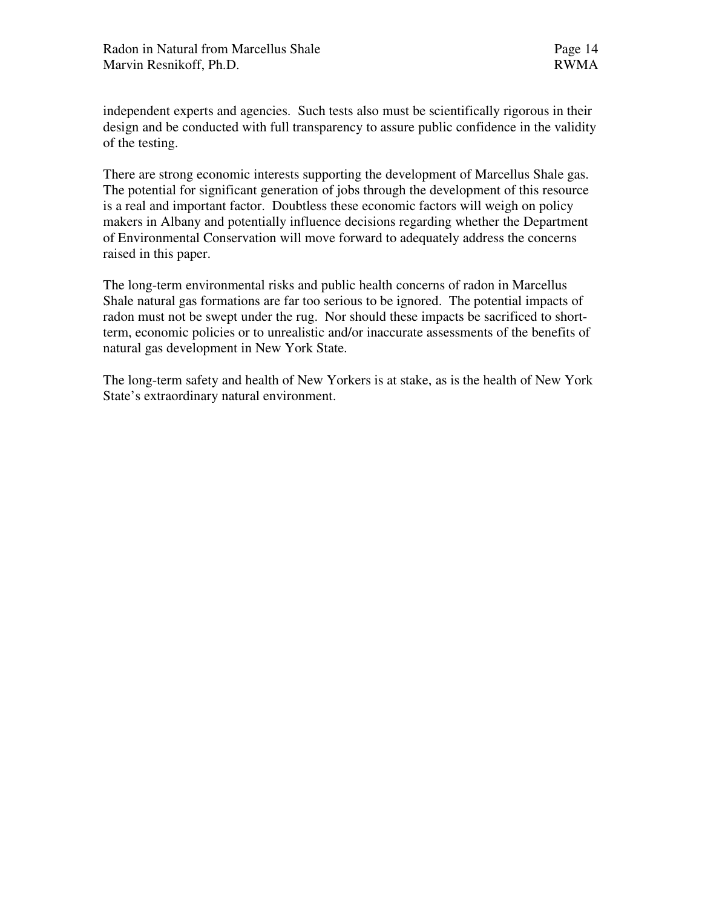independent experts and agencies. Such tests also must be scientifically rigorous in their design and be conducted with full transparency to assure public confidence in the validity of the testing.

There are strong economic interests supporting the development of Marcellus Shale gas. The potential for significant generation of jobs through the development of this resource is a real and important factor. Doubtless these economic factors will weigh on policy makers in Albany and potentially influence decisions regarding whether the Department of Environmental Conservation will move forward to adequately address the concerns raised in this paper.

The long-term environmental risks and public health concerns of radon in Marcellus Shale natural gas formations are far too serious to be ignored. The potential impacts of radon must not be swept under the rug. Nor should these impacts be sacrificed to short-term, economic policies or to unrealistic and/or inaccurate assessments of the benefits of natural gas development in New York State.

The long-term safety and health of New Yorkers is at stake, as is the health of New York State's extraordinary natural environment.